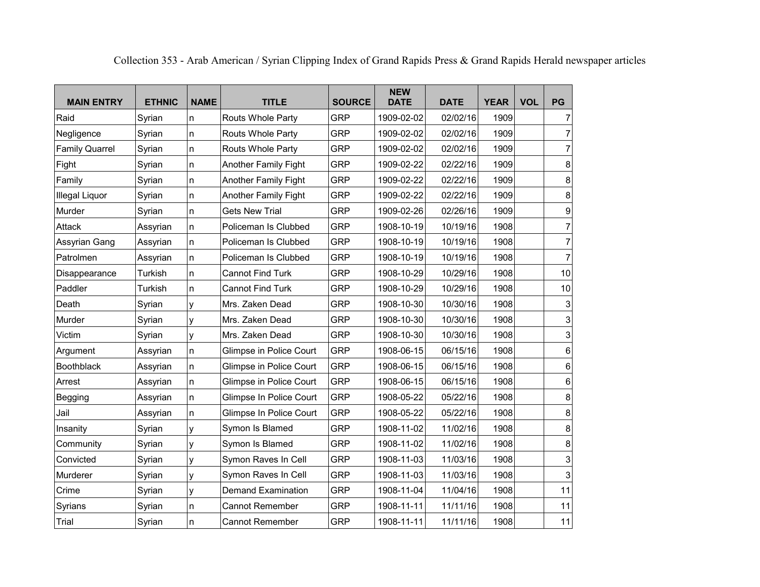Collection 353 - Arab American / Syrian Clipping Index of Grand Rapids Press & Grand Rapids Herald newspaper articles

| MAIN ENTRY | ETHNIC | NAME | TITLE | SOURCE | NEW DATE | DATE | YEAR | VOL | PG |
|---|---|---|---|---|---|---|---|---|---|
| Raid | Syrian | n | Routs Whole Party | GRP | 1909-02-02 | 02/02/16 | 1909 | | 7 |
| Negligence | Syrian | n | Routs Whole Party | GRP | 1909-02-02 | 02/02/16 | 1909 | | 7 |
| Family Quarrel | Syrian | n | Routs Whole Party | GRP | 1909-02-02 | 02/02/16 | 1909 | | 7 |
| Fight | Syrian | n | Another Family Fight | GRP | 1909-02-22 | 02/22/16 | 1909 | | 8 |
| Family | Syrian | n | Another Family Fight | GRP | 1909-02-22 | 02/22/16 | 1909 | | 8 |
| Illegal Liquor | Syrian | n | Another Family Fight | GRP | 1909-02-22 | 02/22/16 | 1909 | | 8 |
| Murder | Syrian | n | Gets New Trial | GRP | 1909-02-26 | 02/26/16 | 1909 | | 9 |
| Attack | Assyrian | n | Policeman Is Clubbed | GRP | 1908-10-19 | 10/19/16 | 1908 | | 7 |
| Assyrian Gang | Assyrian | n | Policeman Is Clubbed | GRP | 1908-10-19 | 10/19/16 | 1908 | | 7 |
| Patrolmen | Assyrian | n | Policeman Is Clubbed | GRP | 1908-10-19 | 10/19/16 | 1908 | | 7 |
| Disappearance | Turkish | n | Cannot Find Turk | GRP | 1908-10-29 | 10/29/16 | 1908 | | 10 |
| Paddler | Turkish | n | Cannot Find Turk | GRP | 1908-10-29 | 10/29/16 | 1908 | | 10 |
| Death | Syrian | y | Mrs. Zaken Dead | GRP | 1908-10-30 | 10/30/16 | 1908 | | 3 |
| Murder | Syrian | y | Mrs. Zaken Dead | GRP | 1908-10-30 | 10/30/16 | 1908 | | 3 |
| Victim | Syrian | y | Mrs. Zaken Dead | GRP | 1908-10-30 | 10/30/16 | 1908 | | 3 |
| Argument | Assyrian | n | Glimpse in Police Court | GRP | 1908-06-15 | 06/15/16 | 1908 | | 6 |
| Boothblack | Assyrian | n | Glimpse in Police Court | GRP | 1908-06-15 | 06/15/16 | 1908 | | 6 |
| Arrest | Assyrian | n | Glimpse in Police Court | GRP | 1908-06-15 | 06/15/16 | 1908 | | 6 |
| Begging | Assyrian | n | Glimpse In Police Court | GRP | 1908-05-22 | 05/22/16 | 1908 | | 8 |
| Jail | Assyrian | n | Glimpse In Police Court | GRP | 1908-05-22 | 05/22/16 | 1908 | | 8 |
| Insanity | Syrian | y | Symon Is Blamed | GRP | 1908-11-02 | 11/02/16 | 1908 | | 8 |
| Community | Syrian | y | Symon Is Blamed | GRP | 1908-11-02 | 11/02/16 | 1908 | | 8 |
| Convicted | Syrian | y | Symon Raves In Cell | GRP | 1908-11-03 | 11/03/16 | 1908 | | 3 |
| Murderer | Syrian | y | Symon Raves In Cell | GRP | 1908-11-03 | 11/03/16 | 1908 | | 3 |
| Crime | Syrian | y | Demand Examination | GRP | 1908-11-04 | 11/04/16 | 1908 | | 11 |
| Syrians | Syrian | n | Cannot Remember | GRP | 1908-11-11 | 11/11/16 | 1908 | | 11 |
| Trial | Syrian | n | Cannot Remember | GRP | 1908-11-11 | 11/11/16 | 1908 | | 11 |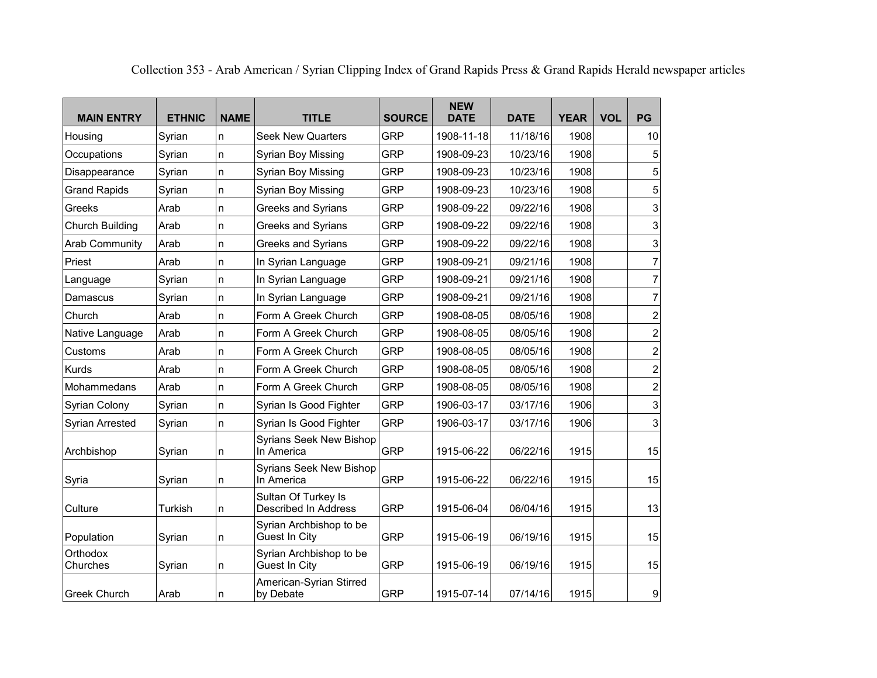Collection 353 - Arab American / Syrian Clipping Index of Grand Rapids Press & Grand Rapids Herald newspaper articles

| MAIN ENTRY | ETHNIC | NAME | TITLE | SOURCE | NEW DATE | DATE | YEAR | VOL | PG |
|---|---|---|---|---|---|---|---|---|---|
| Housing | Syrian | n | Seek New Quarters | GRP | 1908-11-18 | 11/18/16 | 1908 | | 10 |
| Occupations | Syrian | n | Syrian Boy Missing | GRP | 1908-09-23 | 10/23/16 | 1908 | | 5 |
| Disappearance | Syrian | n | Syrian Boy Missing | GRP | 1908-09-23 | 10/23/16 | 1908 | | 5 |
| Grand Rapids | Syrian | n | Syrian Boy Missing | GRP | 1908-09-23 | 10/23/16 | 1908 | | 5 |
| Greeks | Arab | n | Greeks and Syrians | GRP | 1908-09-22 | 09/22/16 | 1908 | | 3 |
| Church Building | Arab | n | Greeks and Syrians | GRP | 1908-09-22 | 09/22/16 | 1908 | | 3 |
| Arab Community | Arab | n | Greeks and Syrians | GRP | 1908-09-22 | 09/22/16 | 1908 | | 3 |
| Priest | Arab | n | In Syrian Language | GRP | 1908-09-21 | 09/21/16 | 1908 | | 7 |
| Language | Syrian | n | In Syrian Language | GRP | 1908-09-21 | 09/21/16 | 1908 | | 7 |
| Damascus | Syrian | n | In Syrian Language | GRP | 1908-09-21 | 09/21/16 | 1908 | | 7 |
| Church | Arab | n | Form A Greek Church | GRP | 1908-08-05 | 08/05/16 | 1908 | | 2 |
| Native Language | Arab | n | Form A Greek Church | GRP | 1908-08-05 | 08/05/16 | 1908 | | 2 |
| Customs | Arab | n | Form A Greek Church | GRP | 1908-08-05 | 08/05/16 | 1908 | | 2 |
| Kurds | Arab | n | Form A Greek Church | GRP | 1908-08-05 | 08/05/16 | 1908 | | 2 |
| Mohammedans | Arab | n | Form A Greek Church | GRP | 1908-08-05 | 08/05/16 | 1908 | | 2 |
| Syrian Colony | Syrian | n | Syrian Is Good Fighter | GRP | 1906-03-17 | 03/17/16 | 1906 | | 3 |
| Syrian Arrested | Syrian | n | Syrian Is Good Fighter | GRP | 1906-03-17 | 03/17/16 | 1906 | | 3 |
| Archbishop | Syrian | n | Syrians Seek New Bishop In America | GRP | 1915-06-22 | 06/22/16 | 1915 | | 15 |
| Syria | Syrian | n | Syrians Seek New Bishop In America | GRP | 1915-06-22 | 06/22/16 | 1915 | | 15 |
| Culture | Turkish | n | Sultan Of Turkey Is Described In Address | GRP | 1915-06-04 | 06/04/16 | 1915 | | 13 |
| Population | Syrian | n | Syrian Archbishop to be Guest In City | GRP | 1915-06-19 | 06/19/16 | 1915 | | 15 |
| Orthodox Churches | Syrian | n | Syrian Archbishop to be Guest In City | GRP | 1915-06-19 | 06/19/16 | 1915 | | 15 |
| Greek Church | Arab | n | American-Syrian Stirred by Debate | GRP | 1915-07-14 | 07/14/16 | 1915 | | 9 |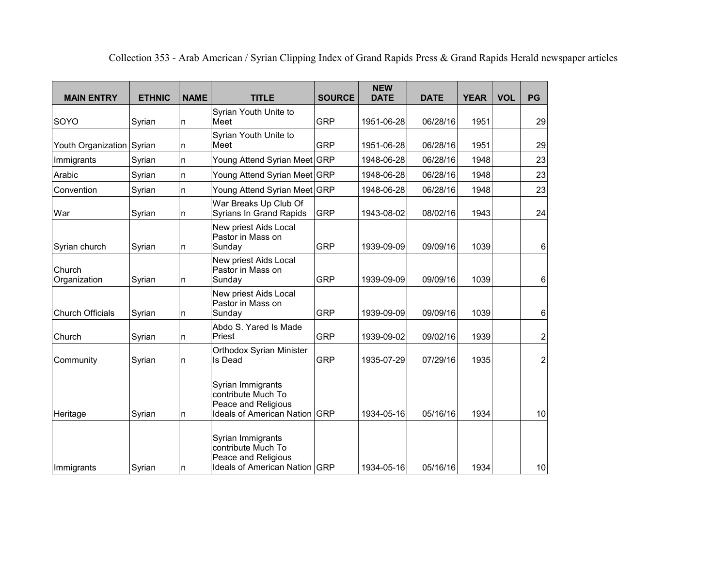Collection 353 - Arab American / Syrian Clipping Index of Grand Rapids Press & Grand Rapids Herald newspaper articles

| MAIN ENTRY | ETHNIC | NAME | TITLE | SOURCE | NEW DATE | DATE | YEAR | VOL | PG |
|---|---|---|---|---|---|---|---|---|---|
| SOYO | Syrian | n | Syrian Youth Unite to Meet | GRP | 1951-06-28 | 06/28/16 | 1951 | | 29 |
| Youth Organization | Syrian | n | Syrian Youth Unite to Meet | GRP | 1951-06-28 | 06/28/16 | 1951 | | 29 |
| Immigrants | Syrian | n | Young Attend Syrian Meet | GRP | 1948-06-28 | 06/28/16 | 1948 | | 23 |
| Arabic | Syrian | n | Young Attend Syrian Meet | GRP | 1948-06-28 | 06/28/16 | 1948 | | 23 |
| Convention | Syrian | n | Young Attend Syrian Meet | GRP | 1948-06-28 | 06/28/16 | 1948 | | 23 |
| War | Syrian | n | War Breaks Up Club Of Syrians In Grand Rapids | GRP | 1943-08-02 | 08/02/16 | 1943 | | 24 |
| Syrian church | Syrian | n | New priest Aids Local Pastor in Mass on Sunday | GRP | 1939-09-09 | 09/09/16 | 1039 | | 6 |
| Church Organization | Syrian | n | New priest Aids Local Pastor in Mass on Sunday | GRP | 1939-09-09 | 09/09/16 | 1039 | | 6 |
| Church Officials | Syrian | n | New priest Aids Local Pastor in Mass on Sunday | GRP | 1939-09-09 | 09/09/16 | 1039 | | 6 |
| Church | Syrian | n | Abdo S. Yared Is Made Priest | GRP | 1939-09-02 | 09/02/16 | 1939 | | 2 |
| Community | Syrian | n | Orthodox Syrian Minister Is Dead | GRP | 1935-07-29 | 07/29/16 | 1935 | | 2 |
| Heritage | Syrian | n | Syrian Immigrants contribute Much To Peace and Religious Ideals of American Nation | GRP | 1934-05-16 | 05/16/16 | 1934 | | 10 |
| Immigrants | Syrian | n | Syrian Immigrants contribute Much To Peace and Religious Ideals of American Nation | GRP | 1934-05-16 | 05/16/16 | 1934 | | 10 |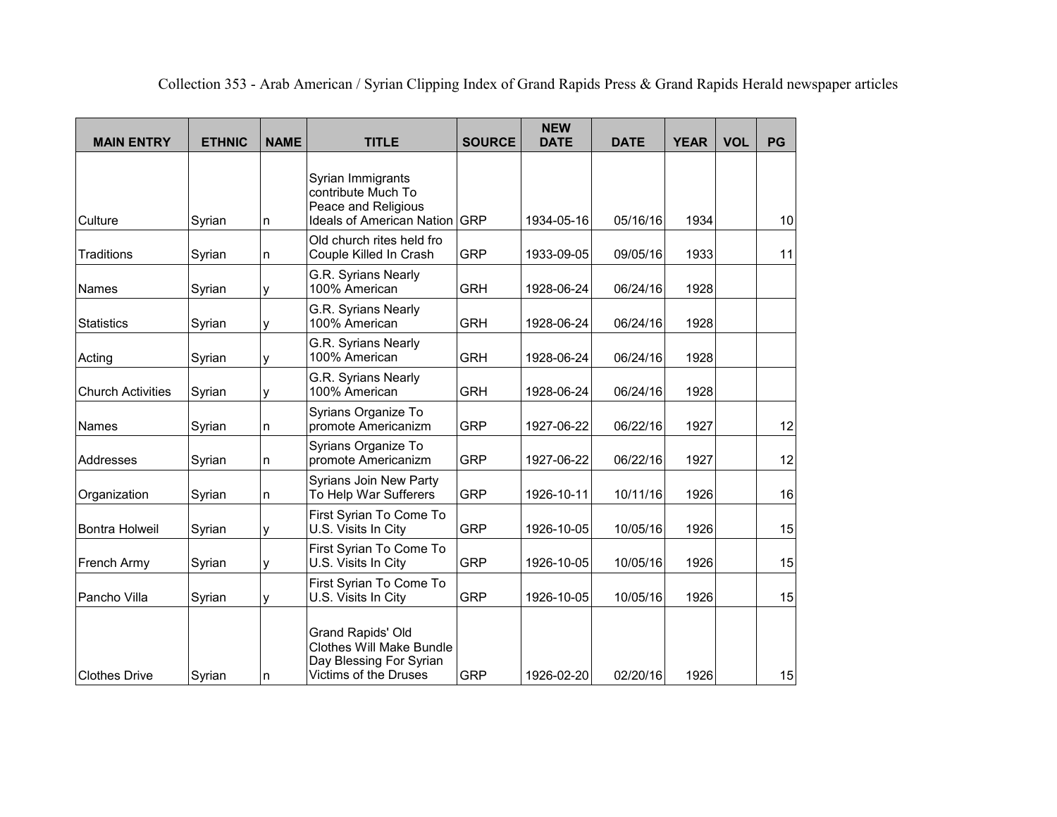Collection 353 - Arab American / Syrian Clipping Index of Grand Rapids Press & Grand Rapids Herald newspaper articles

| MAIN ENTRY | ETHNIC | NAME | TITLE | SOURCE | NEW DATE | DATE | YEAR | VOL | PG |
|---|---|---|---|---|---|---|---|---|---|
| Culture | Syrian | n | Syrian Immigrants contribute Much To Peace and Religious Ideals of American Nation | GRP | 1934-05-16 | 05/16/16 | 1934 | | 10 |
| Traditions | Syrian | n | Old church rites held fro Couple Killed In Crash | GRP | 1933-09-05 | 09/05/16 | 1933 | | 11 |
| Names | Syrian | y | G.R. Syrians Nearly 100% American | GRH | 1928-06-24 | 06/24/16 | 1928 | | |
| Statistics | Syrian | y | G.R. Syrians Nearly 100% American | GRH | 1928-06-24 | 06/24/16 | 1928 | | |
| Acting | Syrian | y | G.R. Syrians Nearly 100% American | GRH | 1928-06-24 | 06/24/16 | 1928 | | |
| Church Activities | Syrian | y | G.R. Syrians Nearly 100% American | GRH | 1928-06-24 | 06/24/16 | 1928 | | |
| Names | Syrian | n | Syrians Organize To promote Americanizm | GRP | 1927-06-22 | 06/22/16 | 1927 | | 12 |
| Addresses | Syrian | n | Syrians Organize To promote Americanizm | GRP | 1927-06-22 | 06/22/16 | 1927 | | 12 |
| Organization | Syrian | n | Syrians Join New Party To Help War Sufferers | GRP | 1926-10-11 | 10/11/16 | 1926 | | 16 |
| Bontra Holweil | Syrian | y | First Syrian To Come To U.S. Visits In City | GRP | 1926-10-05 | 10/05/16 | 1926 | | 15 |
| French Army | Syrian | y | First Syrian To Come To U.S. Visits In City | GRP | 1926-10-05 | 10/05/16 | 1926 | | 15 |
| Pancho Villa | Syrian | y | First Syrian To Come To U.S. Visits In City | GRP | 1926-10-05 | 10/05/16 | 1926 | | 15 |
| Clothes Drive | Syrian | n | Grand Rapids' Old Clothes Will Make Bundle Day Blessing For Syrian Victims of the Druses | GRP | 1926-02-20 | 02/20/16 | 1926 | | 15 |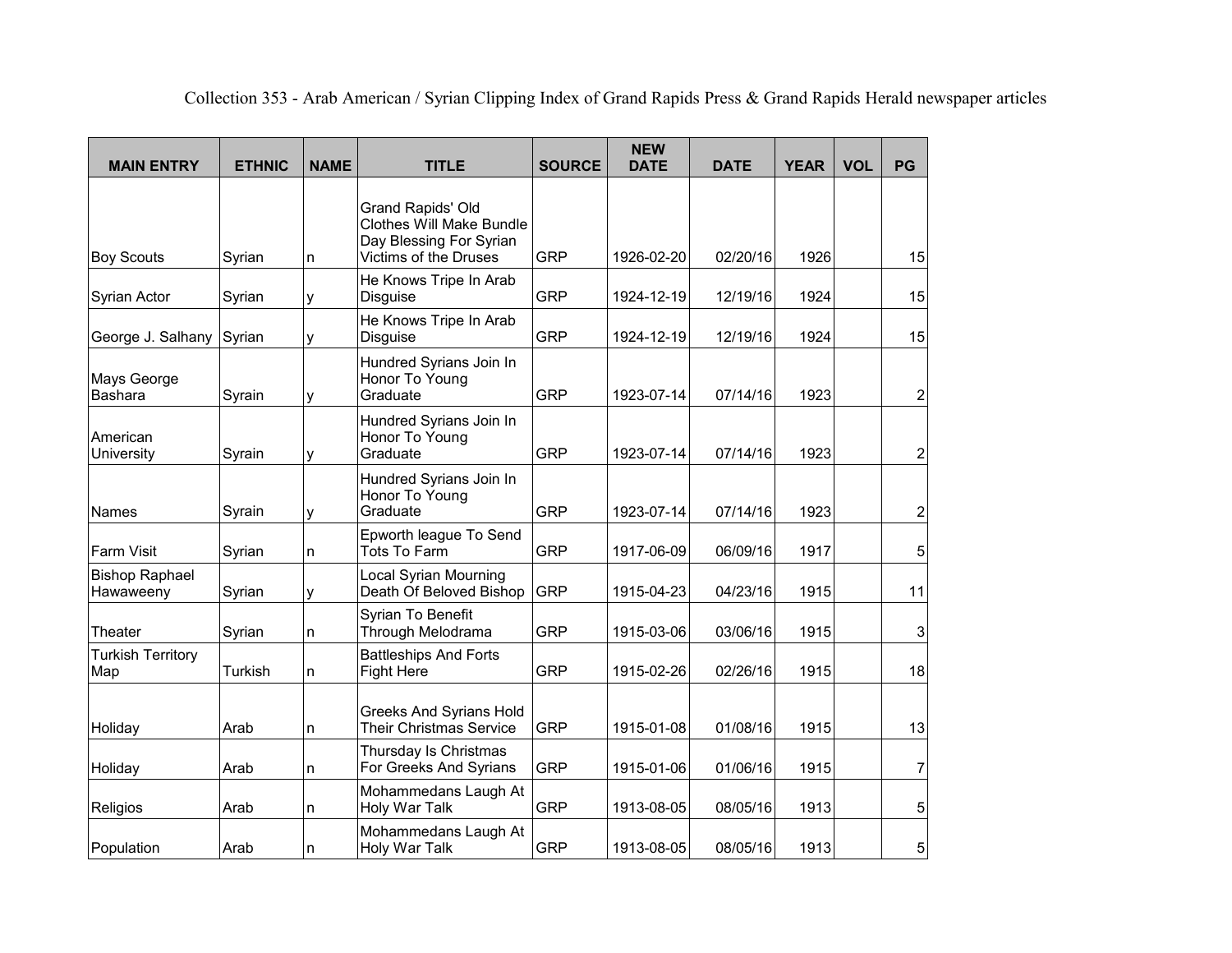Collection 353 - Arab American / Syrian Clipping Index of Grand Rapids Press & Grand Rapids Herald newspaper articles

| MAIN ENTRY | ETHNIC | NAME | TITLE | SOURCE | NEW DATE | DATE | YEAR | VOL | PG |
|---|---|---|---|---|---|---|---|---|---|
| Boy Scouts | Syrian | n | Grand Rapids' Old Clothes Will Make Bundle Day Blessing For Syrian Victims of the Druses | GRP | 1926-02-20 | 02/20/16 | 1926 | | 15 |
| Syrian Actor | Syrian | y | He Knows Tripe In Arab Disguise | GRP | 1924-12-19 | 12/19/16 | 1924 | | 15 |
| George J. Salhany | Syrian | y | He Knows Tripe In Arab Disguise | GRP | 1924-12-19 | 12/19/16 | 1924 | | 15 |
| Mays George Bashara | Syrain | y | Hundred Syrians Join In Honor To Young Graduate | GRP | 1923-07-14 | 07/14/16 | 1923 | | 2 |
| American University | Syrain | y | Hundred Syrians Join In Honor To Young Graduate | GRP | 1923-07-14 | 07/14/16 | 1923 | | 2 |
| Names | Syrain | y | Hundred Syrians Join In Honor To Young Graduate | GRP | 1923-07-14 | 07/14/16 | 1923 | | 2 |
| Farm Visit | Syrian | n | Epworth league To Send Tots To Farm | GRP | 1917-06-09 | 06/09/16 | 1917 | | 5 |
| Bishop Raphael Hawaweeny | Syrian | y | Local Syrian Mourning Death Of Beloved Bishop | GRP | 1915-04-23 | 04/23/16 | 1915 | | 11 |
| Theater | Syrian | n | Syrian To Benefit Through Melodrama | GRP | 1915-03-06 | 03/06/16 | 1915 | | 3 |
| Turkish Territory Map | Turkish | n | Battleships And Forts Fight Here | GRP | 1915-02-26 | 02/26/16 | 1915 | | 18 |
| Holiday | Arab | n | Greeks And Syrians Hold Their Christmas Service | GRP | 1915-01-08 | 01/08/16 | 1915 | | 13 |
| Holiday | Arab | n | Thursday Is Christmas For Greeks And Syrians | GRP | 1915-01-06 | 01/06/16 | 1915 | | 7 |
| Religios | Arab | n | Mohammedans Laugh At Holy War Talk | GRP | 1913-08-05 | 08/05/16 | 1913 | | 5 |
| Population | Arab | n | Mohammedans Laugh At Holy War Talk | GRP | 1913-08-05 | 08/05/16 | 1913 | | 5 |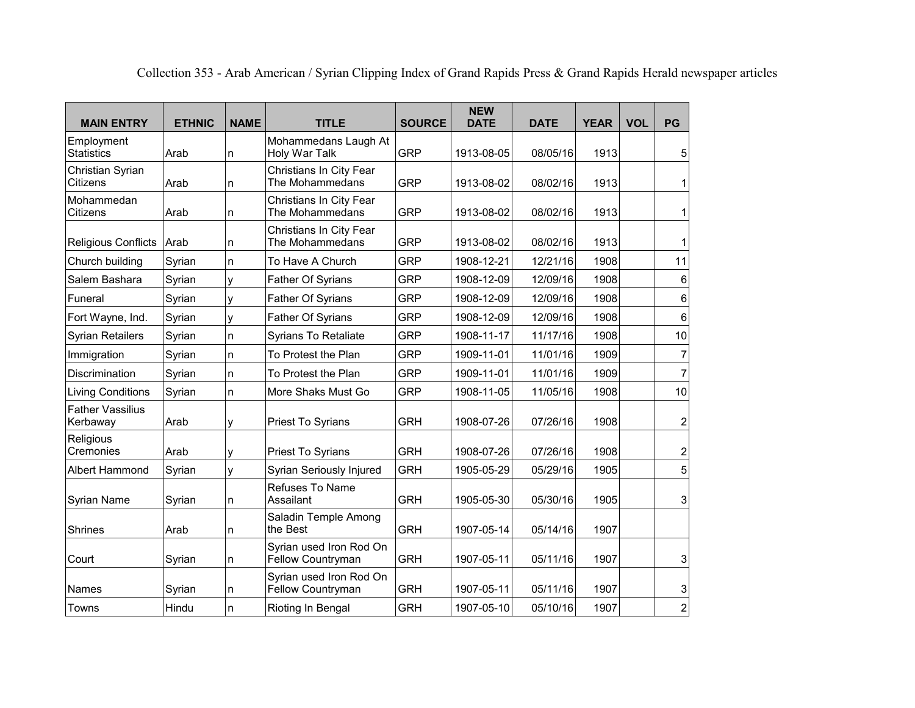Collection 353 - Arab American / Syrian Clipping Index of Grand Rapids Press & Grand Rapids Herald newspaper articles

| MAIN ENTRY | ETHNIC | NAME | TITLE | SOURCE | NEW DATE | DATE | YEAR | VOL | PG |
|---|---|---|---|---|---|---|---|---|---|
| Employment Statistics | Arab | n | Mohammedans Laugh At Holy War Talk | GRP | 1913-08-05 | 08/05/16 | 1913 | | 5 |
| Christian Syrian Citizens | Arab | n | Christians In City Fear The Mohammedans | GRP | 1913-08-02 | 08/02/16 | 1913 | | 1 |
| Mohammedan Citizens | Arab | n | Christians In City Fear The Mohammedans | GRP | 1913-08-02 | 08/02/16 | 1913 | | 1 |
| Religious Conflicts | Arab | n | Christians In City Fear The Mohammedans | GRP | 1913-08-02 | 08/02/16 | 1913 | | 1 |
| Church building | Syrian | n | To Have A Church | GRP | 1908-12-21 | 12/21/16 | 1908 | | 11 |
| Salem Bashara | Syrian | y | Father Of Syrians | GRP | 1908-12-09 | 12/09/16 | 1908 | | 6 |
| Funeral | Syrian | y | Father Of Syrians | GRP | 1908-12-09 | 12/09/16 | 1908 | | 6 |
| Fort Wayne, Ind. | Syrian | y | Father Of Syrians | GRP | 1908-12-09 | 12/09/16 | 1908 | | 6 |
| Syrian Retailers | Syrian | n | Syrians To Retaliate | GRP | 1908-11-17 | 11/17/16 | 1908 | | 10 |
| Immigration | Syrian | n | To Protest the Plan | GRP | 1909-11-01 | 11/01/16 | 1909 | | 7 |
| Discrimination | Syrian | n | To Protest the Plan | GRP | 1909-11-01 | 11/01/16 | 1909 | | 7 |
| Living Conditions | Syrian | n | More Shaks Must Go | GRP | 1908-11-05 | 11/05/16 | 1908 | | 10 |
| Father Vassilius Kerbaway | Arab | y | Priest To Syrians | GRH | 1908-07-26 | 07/26/16 | 1908 | | 2 |
| Religious Cremonies | Arab | y | Priest To Syrians | GRH | 1908-07-26 | 07/26/16 | 1908 | | 2 |
| Albert Hammond | Syrian | y | Syrian Seriously Injured | GRH | 1905-05-29 | 05/29/16 | 1905 | | 5 |
| Syrian Name | Syrian | n | Refuses To Name Assailant | GRH | 1905-05-30 | 05/30/16 | 1905 | | 3 |
| Shrines | Arab | n | Saladin Temple Among the Best | GRH | 1907-05-14 | 05/14/16 | 1907 | | |
| Court | Syrian | n | Syrian used Iron Rod On Fellow Countryman | GRH | 1907-05-11 | 05/11/16 | 1907 | | 3 |
| Names | Syrian | n | Syrian used Iron Rod On Fellow Countryman | GRH | 1907-05-11 | 05/11/16 | 1907 | | 3 |
| Towns | Hindu | n | Rioting In Bengal | GRH | 1907-05-10 | 05/10/16 | 1907 | | 2 |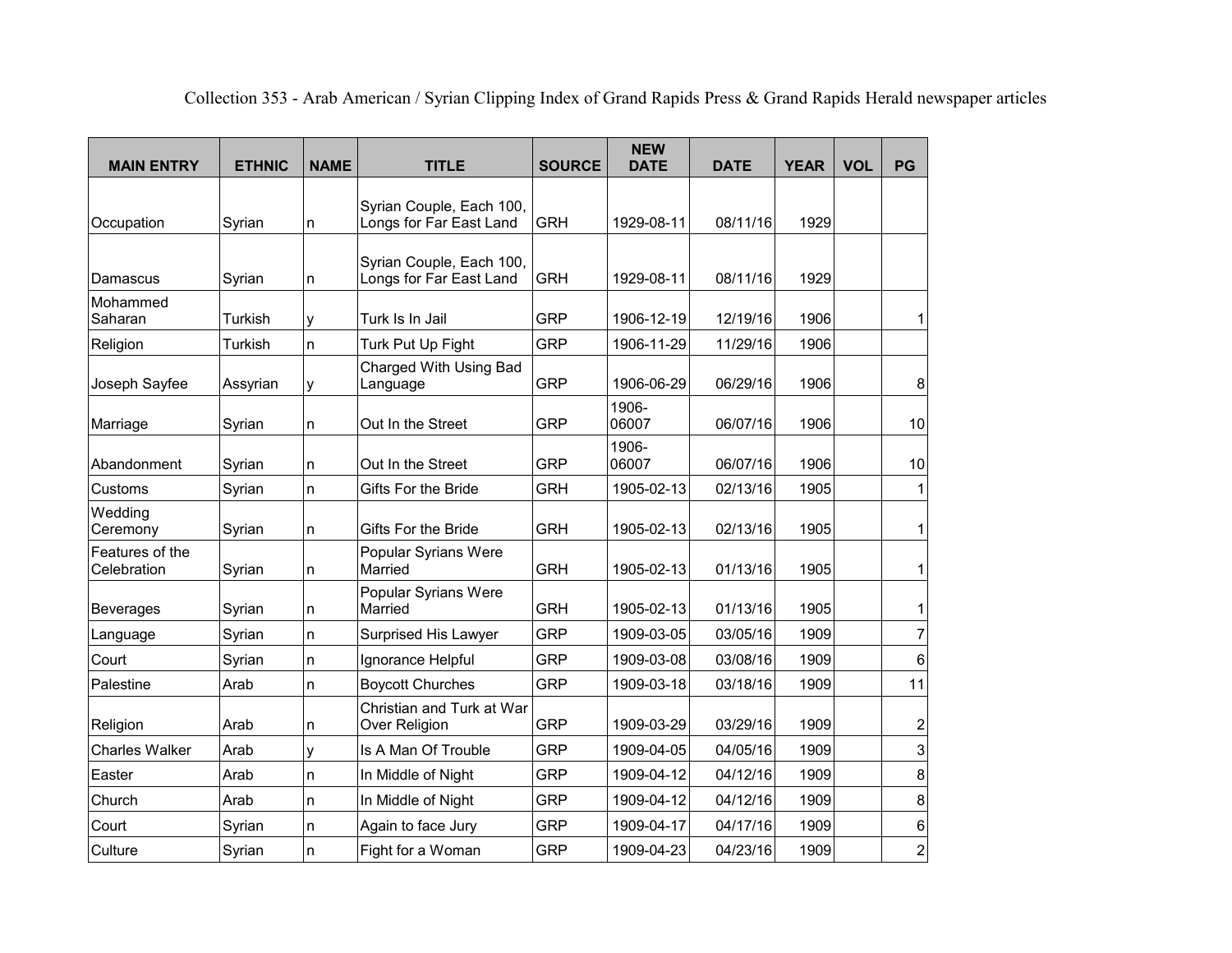Collection 353 - Arab American / Syrian Clipping Index of Grand Rapids Press & Grand Rapids Herald newspaper articles

| MAIN ENTRY | ETHNIC | NAME | TITLE | SOURCE | NEW DATE | DATE | YEAR | VOL | PG |
|---|---|---|---|---|---|---|---|---|---|
| Occupation | Syrian | n | Syrian Couple, Each 100, Longs for Far East Land | GRH | 1929-08-11 | 08/11/16 | 1929 | | |
| Damascus | Syrian | n | Syrian Couple, Each 100, Longs for Far East Land | GRH | 1929-08-11 | 08/11/16 | 1929 | | |
| Mohammed Saharan | Turkish | y | Turk Is In Jail | GRP | 1906-12-19 | 12/19/16 | 1906 | | 1 |
| Religion | Turkish | n | Turk Put Up Fight | GRP | 1906-11-29 | 11/29/16 | 1906 | | |
| Joseph Sayfee | Assyrian | y | Charged With Using Bad Language | GRP | 1906-06-29 | 06/29/16 | 1906 | | 8 |
| Marriage | Syrian | n | Out In the Street | GRP | 1906-06007 | 06/07/16 | 1906 | | 10 |
| Abandonment | Syrian | n | Out In the Street | GRP | 1906-06007 | 06/07/16 | 1906 | | 10 |
| Customs | Syrian | n | Gifts For the Bride | GRH | 1905-02-13 | 02/13/16 | 1905 | | 1 |
| Wedding Ceremony | Syrian | n | Gifts For the Bride | GRH | 1905-02-13 | 02/13/16 | 1905 | | 1 |
| Features of the Celebration | Syrian | n | Popular Syrians Were Married | GRH | 1905-02-13 | 01/13/16 | 1905 | | 1 |
| Beverages | Syrian | n | Popular Syrians Were Married | GRH | 1905-02-13 | 01/13/16 | 1905 | | 1 |
| Language | Syrian | n | Surprised His Lawyer | GRP | 1909-03-05 | 03/05/16 | 1909 | | 7 |
| Court | Syrian | n | Ignorance Helpful | GRP | 1909-03-08 | 03/08/16 | 1909 | | 6 |
| Palestine | Arab | n | Boycott Churches | GRP | 1909-03-18 | 03/18/16 | 1909 | | 11 |
| Religion | Arab | n | Christian and Turk at War Over Religion | GRP | 1909-03-29 | 03/29/16 | 1909 | | 2 |
| Charles Walker | Arab | y | Is A Man Of Trouble | GRP | 1909-04-05 | 04/05/16 | 1909 | | 3 |
| Easter | Arab | n | In Middle of Night | GRP | 1909-04-12 | 04/12/16 | 1909 | | 8 |
| Church | Arab | n | In Middle of Night | GRP | 1909-04-12 | 04/12/16 | 1909 | | 8 |
| Court | Syrian | n | Again to face Jury | GRP | 1909-04-17 | 04/17/16 | 1909 | | 6 |
| Culture | Syrian | n | Fight for a Woman | GRP | 1909-04-23 | 04/23/16 | 1909 | | 2 |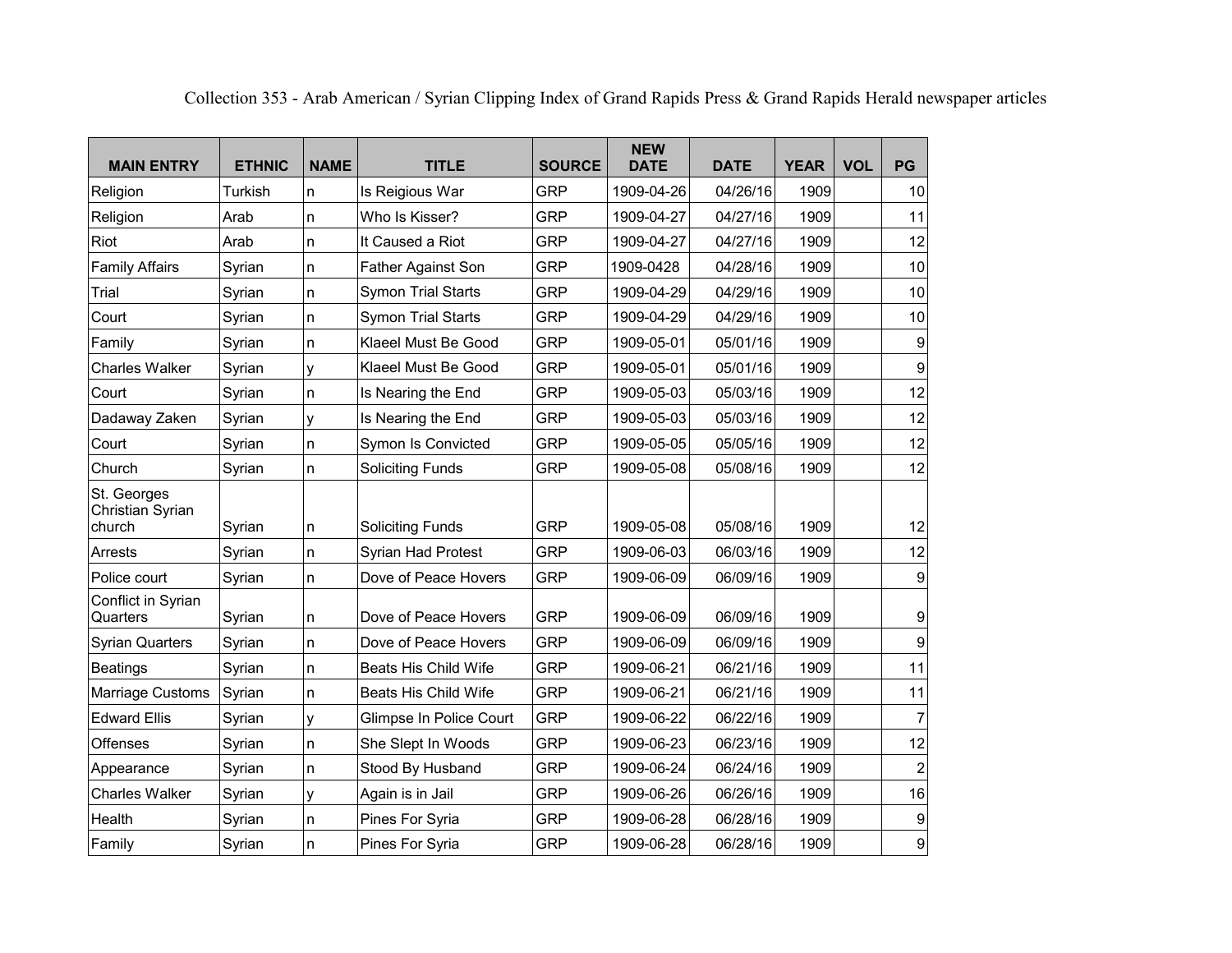Collection 353 - Arab American / Syrian Clipping Index of Grand Rapids Press & Grand Rapids Herald newspaper articles

| MAIN ENTRY | ETHNIC | NAME | TITLE | SOURCE | NEW DATE | DATE | YEAR | VOL | PG |
|---|---|---|---|---|---|---|---|---|---|
| Religion | Turkish | n | Is Reigious War | GRP | 1909-04-26 | 04/26/16 | 1909 | | 10 |
| Religion | Arab | n | Who Is Kisser? | GRP | 1909-04-27 | 04/27/16 | 1909 | | 11 |
| Riot | Arab | n | It Caused a Riot | GRP | 1909-04-27 | 04/27/16 | 1909 | | 12 |
| Family Affairs | Syrian | n | Father Against Son | GRP | 1909-0428 | 04/28/16 | 1909 | | 10 |
| Trial | Syrian | n | Symon Trial Starts | GRP | 1909-04-29 | 04/29/16 | 1909 | | 10 |
| Court | Syrian | n | Symon Trial Starts | GRP | 1909-04-29 | 04/29/16 | 1909 | | 10 |
| Family | Syrian | n | Klaeel Must Be Good | GRP | 1909-05-01 | 05/01/16 | 1909 | | 9 |
| Charles Walker | Syrian | y | Klaeel Must Be Good | GRP | 1909-05-01 | 05/01/16 | 1909 | | 9 |
| Court | Syrian | n | Is Nearing the End | GRP | 1909-05-03 | 05/03/16 | 1909 | | 12 |
| Dadaway Zaken | Syrian | y | Is Nearing the End | GRP | 1909-05-03 | 05/03/16 | 1909 | | 12 |
| Court | Syrian | n | Symon Is Convicted | GRP | 1909-05-05 | 05/05/16 | 1909 | | 12 |
| Church | Syrian | n | Soliciting Funds | GRP | 1909-05-08 | 05/08/16 | 1909 | | 12 |
| St. Georges Christian Syrian church | Syrian | n | Soliciting Funds | GRP | 1909-05-08 | 05/08/16 | 1909 | | 12 |
| Arrests | Syrian | n | Syrian Had Protest | GRP | 1909-06-03 | 06/03/16 | 1909 | | 12 |
| Police court | Syrian | n | Dove of Peace Hovers | GRP | 1909-06-09 | 06/09/16 | 1909 | | 9 |
| Conflict in Syrian Quarters | Syrian | n | Dove of Peace Hovers | GRP | 1909-06-09 | 06/09/16 | 1909 | | 9 |
| Syrian Quarters | Syrian | n | Dove of Peace Hovers | GRP | 1909-06-09 | 06/09/16 | 1909 | | 9 |
| Beatings | Syrian | n | Beats His Child Wife | GRP | 1909-06-21 | 06/21/16 | 1909 | | 11 |
| Marriage Customs | Syrian | n | Beats His Child Wife | GRP | 1909-06-21 | 06/21/16 | 1909 | | 11 |
| Edward Ellis | Syrian | y | Glimpse In Police Court | GRP | 1909-06-22 | 06/22/16 | 1909 | | 7 |
| Offenses | Syrian | n | She Slept In Woods | GRP | 1909-06-23 | 06/23/16 | 1909 | | 12 |
| Appearance | Syrian | n | Stood By Husband | GRP | 1909-06-24 | 06/24/16 | 1909 | | 2 |
| Charles Walker | Syrian | y | Again is in Jail | GRP | 1909-06-26 | 06/26/16 | 1909 | | 16 |
| Health | Syrian | n | Pines For Syria | GRP | 1909-06-28 | 06/28/16 | 1909 | | 9 |
| Family | Syrian | n | Pines For Syria | GRP | 1909-06-28 | 06/28/16 | 1909 | | 9 |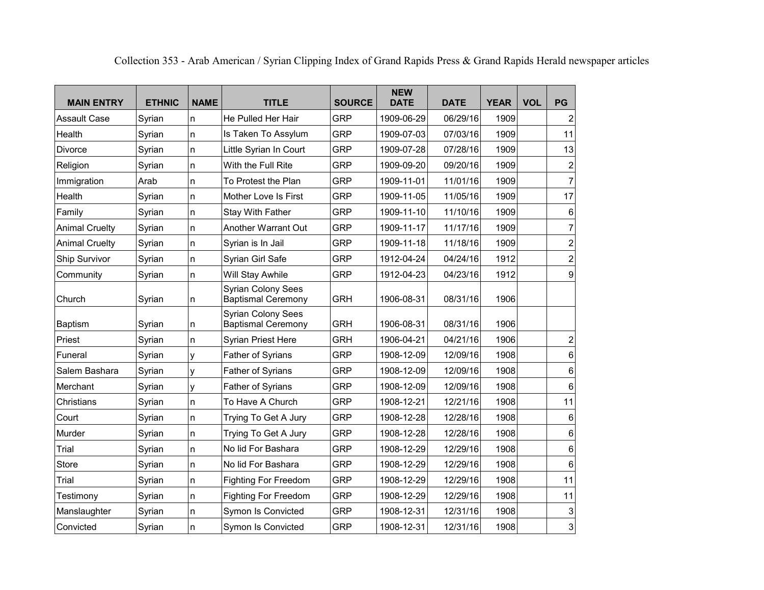Collection 353 - Arab American / Syrian Clipping Index of Grand Rapids Press & Grand Rapids Herald newspaper articles

| MAIN ENTRY | ETHNIC | NAME | TITLE | SOURCE | NEW DATE | DATE | YEAR | VOL | PG |
|---|---|---|---|---|---|---|---|---|---|
| Assault Case | Syrian | n | He Pulled Her Hair | GRP | 1909-06-29 | 06/29/16 | 1909 | | 2 |
| Health | Syrian | n | Is Taken To Assylum | GRP | 1909-07-03 | 07/03/16 | 1909 | | 11 |
| Divorce | Syrian | n | Little Syrian In Court | GRP | 1909-07-28 | 07/28/16 | 1909 | | 13 |
| Religion | Syrian | n | With the Full Rite | GRP | 1909-09-20 | 09/20/16 | 1909 | | 2 |
| Immigration | Arab | n | To Protest the Plan | GRP | 1909-11-01 | 11/01/16 | 1909 | | 7 |
| Health | Syrian | n | Mother Love Is First | GRP | 1909-11-05 | 11/05/16 | 1909 | | 17 |
| Family | Syrian | n | Stay With Father | GRP | 1909-11-10 | 11/10/16 | 1909 | | 6 |
| Animal Cruelty | Syrian | n | Another Warrant Out | GRP | 1909-11-17 | 11/17/16 | 1909 | | 7 |
| Animal Cruelty | Syrian | n | Syrian is In Jail | GRP | 1909-11-18 | 11/18/16 | 1909 | | 2 |
| Ship Survivor | Syrian | n | Syrian Girl Safe | GRP | 1912-04-24 | 04/24/16 | 1912 | | 2 |
| Community | Syrian | n | Will Stay Awhile | GRP | 1912-04-23 | 04/23/16 | 1912 | | 9 |
| Church | Syrian | n | Syrian Colony Sees Baptismal Ceremony | GRH | 1906-08-31 | 08/31/16 | 1906 | | |
| Baptism | Syrian | n | Syrian Colony Sees Baptismal Ceremony | GRH | 1906-08-31 | 08/31/16 | 1906 | | |
| Priest | Syrian | n | Syrian Priest Here | GRH | 1906-04-21 | 04/21/16 | 1906 | | 2 |
| Funeral | Syrian | y | Father of Syrians | GRP | 1908-12-09 | 12/09/16 | 1908 | | 6 |
| Salem Bashara | Syrian | y | Father of Syrians | GRP | 1908-12-09 | 12/09/16 | 1908 | | 6 |
| Merchant | Syrian | y | Father of Syrians | GRP | 1908-12-09 | 12/09/16 | 1908 | | 6 |
| Christians | Syrian | n | To Have A Church | GRP | 1908-12-21 | 12/21/16 | 1908 | | 11 |
| Court | Syrian | n | Trying To Get A Jury | GRP | 1908-12-28 | 12/28/16 | 1908 | | 6 |
| Murder | Syrian | n | Trying To Get A Jury | GRP | 1908-12-28 | 12/28/16 | 1908 | | 6 |
| Trial | Syrian | n | No lid For Bashara | GRP | 1908-12-29 | 12/29/16 | 1908 | | 6 |
| Store | Syrian | n | No lid For Bashara | GRP | 1908-12-29 | 12/29/16 | 1908 | | 6 |
| Trial | Syrian | n | Fighting For Freedom | GRP | 1908-12-29 | 12/29/16 | 1908 | | 11 |
| Testimony | Syrian | n | Fighting For Freedom | GRP | 1908-12-29 | 12/29/16 | 1908 | | 11 |
| Manslaughter | Syrian | n | Symon Is Convicted | GRP | 1908-12-31 | 12/31/16 | 1908 | | 3 |
| Convicted | Syrian | n | Symon Is Convicted | GRP | 1908-12-31 | 12/31/16 | 1908 | | 3 |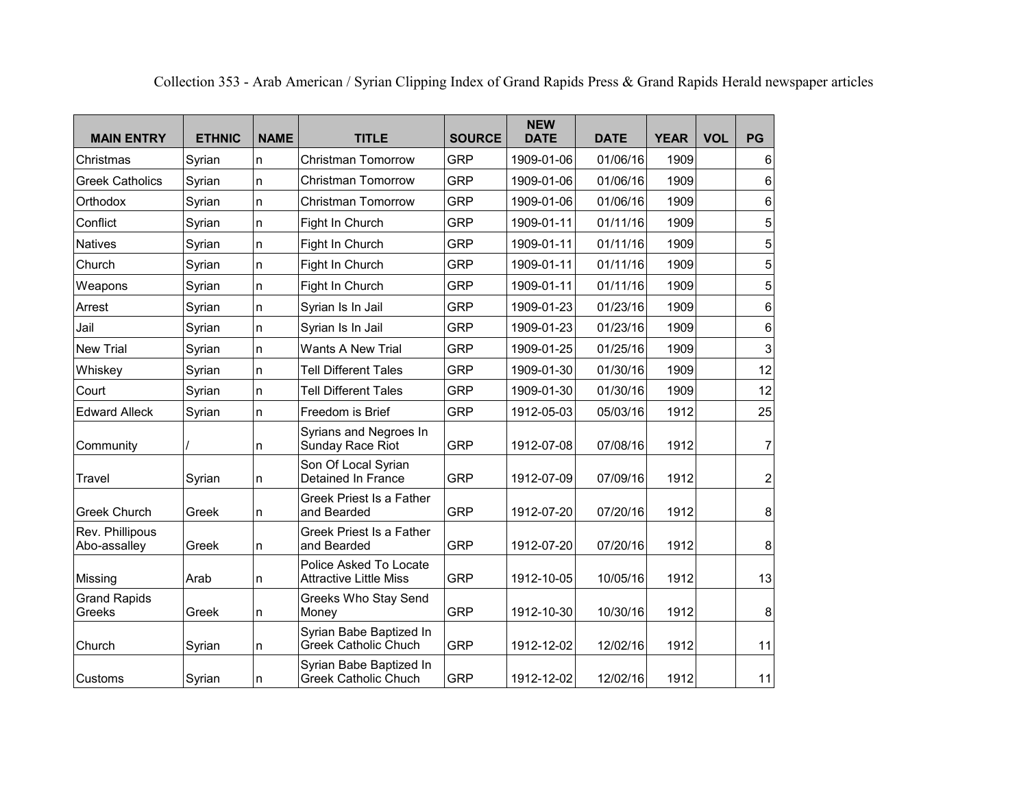Collection 353 - Arab American / Syrian Clipping Index of Grand Rapids Press & Grand Rapids Herald newspaper articles

| MAIN ENTRY | ETHNIC | NAME | TITLE | SOURCE | NEW DATE | DATE | YEAR | VOL | PG |
|---|---|---|---|---|---|---|---|---|---|
| Christmas | Syrian | n | Christman Tomorrow | GRP | 1909-01-06 | 01/06/16 | 1909 | | 6 |
| Greek Catholics | Syrian | n | Christman Tomorrow | GRP | 1909-01-06 | 01/06/16 | 1909 | | 6 |
| Orthodox | Syrian | n | Christman Tomorrow | GRP | 1909-01-06 | 01/06/16 | 1909 | | 6 |
| Conflict | Syrian | n | Fight In Church | GRP | 1909-01-11 | 01/11/16 | 1909 | | 5 |
| Natives | Syrian | n | Fight In Church | GRP | 1909-01-11 | 01/11/16 | 1909 | | 5 |
| Church | Syrian | n | Fight In Church | GRP | 1909-01-11 | 01/11/16 | 1909 | | 5 |
| Weapons | Syrian | n | Fight In Church | GRP | 1909-01-11 | 01/11/16 | 1909 | | 5 |
| Arrest | Syrian | n | Syrian Is In Jail | GRP | 1909-01-23 | 01/23/16 | 1909 | | 6 |
| Jail | Syrian | n | Syrian Is In Jail | GRP | 1909-01-23 | 01/23/16 | 1909 | | 6 |
| New Trial | Syrian | n | Wants A New Trial | GRP | 1909-01-25 | 01/25/16 | 1909 | | 3 |
| Whiskey | Syrian | n | Tell Different Tales | GRP | 1909-01-30 | 01/30/16 | 1909 | | 12 |
| Court | Syrian | n | Tell Different Tales | GRP | 1909-01-30 | 01/30/16 | 1909 | | 12 |
| Edward Alleck | Syrian | n | Freedom is Brief | GRP | 1912-05-03 | 05/03/16 | 1912 | | 25 |
| Community | / | n | Syrians and Negroes In Sunday Race Riot | GRP | 1912-07-08 | 07/08/16 | 1912 | | 7 |
| Travel | Syrian | n | Son Of Local Syrian Detained In France | GRP | 1912-07-09 | 07/09/16 | 1912 | | 2 |
| Greek Church | Greek | n | Greek Priest Is a Father and Bearded | GRP | 1912-07-20 | 07/20/16 | 1912 | | 8 |
| Rev. Phillipous Abo-assalley | Greek | n | Greek Priest Is a Father and Bearded | GRP | 1912-07-20 | 07/20/16 | 1912 | | 8 |
| Missing | Arab | n | Police Asked To Locate Attractive Little Miss | GRP | 1912-10-05 | 10/05/16 | 1912 | | 13 |
| Grand Rapids Greeks | Greek | n | Greeks Who Stay Send Money | GRP | 1912-10-30 | 10/30/16 | 1912 | | 8 |
| Church | Syrian | n | Syrian Babe Baptized In Greek Catholic Chuch | GRP | 1912-12-02 | 12/02/16 | 1912 | | 11 |
| Customs | Syrian | n | Syrian Babe Baptized In Greek Catholic Chuch | GRP | 1912-12-02 | 12/02/16 | 1912 | | 11 |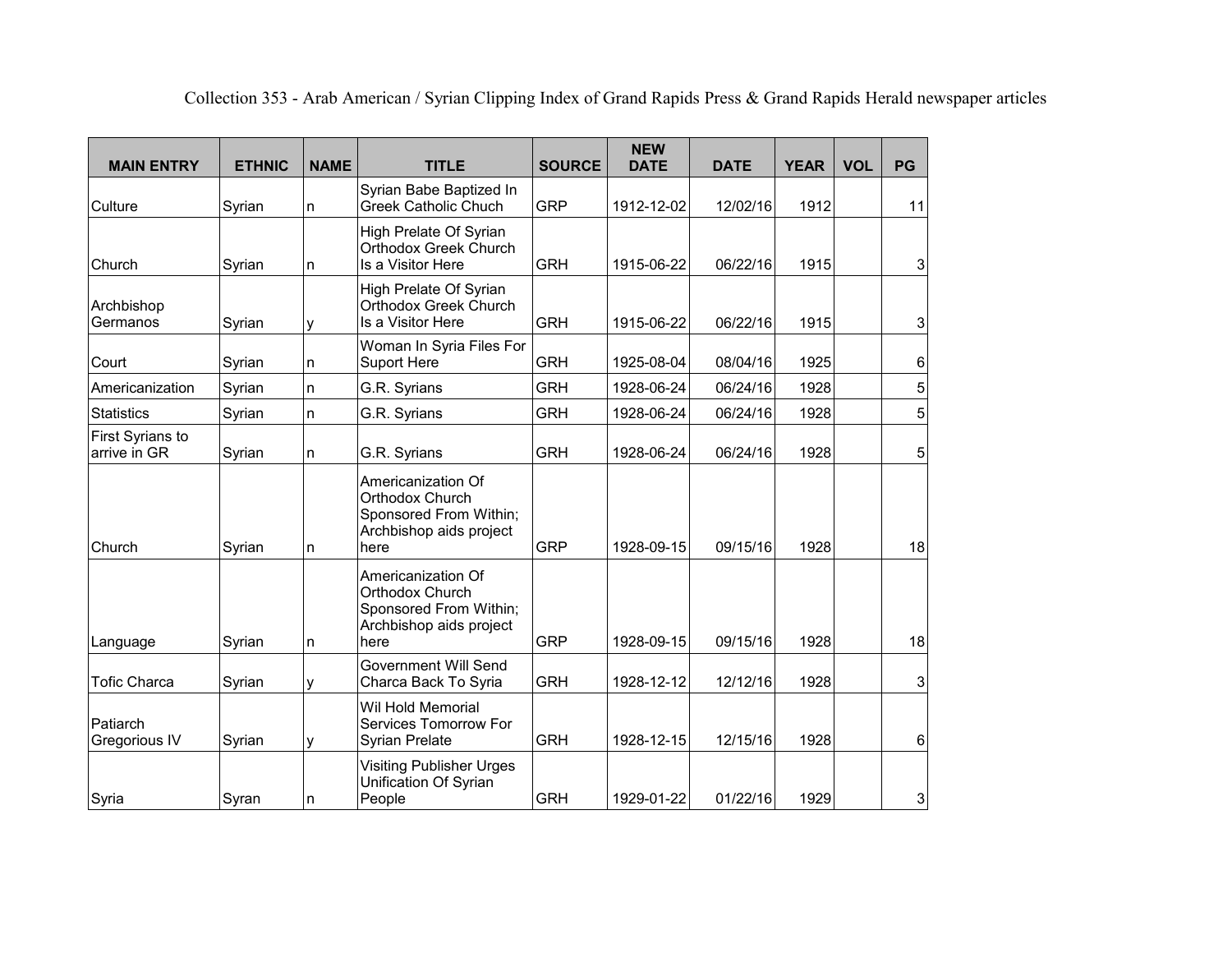Collection 353 - Arab American / Syrian Clipping Index of Grand Rapids Press & Grand Rapids Herald newspaper articles

| MAIN ENTRY | ETHNIC | NAME | TITLE | SOURCE | NEW DATE | DATE | YEAR | VOL | PG |
|---|---|---|---|---|---|---|---|---|---|
| Culture | Syrian | n | Syrian Babe Baptized In Greek Catholic Chuch | GRP | 1912-12-02 | 12/02/16 | 1912 | | 11 |
| Church | Syrian | n | High Prelate Of Syrian Orthodox Greek Church Is a Visitor Here | GRH | 1915-06-22 | 06/22/16 | 1915 | | 3 |
| Archbishop Germanos | Syrian | y | High Prelate Of Syrian Orthodox Greek Church Is a Visitor Here | GRH | 1915-06-22 | 06/22/16 | 1915 | | 3 |
| Court | Syrian | n | Woman In Syria Files For Suport Here | GRH | 1925-08-04 | 08/04/16 | 1925 | | 6 |
| Americanization | Syrian | n | G.R. Syrians | GRH | 1928-06-24 | 06/24/16 | 1928 | | 5 |
| Statistics | Syrian | n | G.R. Syrians | GRH | 1928-06-24 | 06/24/16 | 1928 | | 5 |
| First Syrians to arrive in GR | Syrian | n | G.R. Syrians | GRH | 1928-06-24 | 06/24/16 | 1928 | | 5 |
| Church | Syrian | n | Americanization Of Orthodox Church Sponsored From Within; Archbishop aids project here | GRP | 1928-09-15 | 09/15/16 | 1928 | | 18 |
| Language | Syrian | n | Americanization Of Orthodox Church Sponsored From Within; Archbishop aids project here | GRP | 1928-09-15 | 09/15/16 | 1928 | | 18 |
| Tofic Charca | Syrian | y | Government Will Send Charca Back To Syria | GRH | 1928-12-12 | 12/12/16 | 1928 | | 3 |
| Patiarch Gregorious IV | Syrian | y | Wil Hold Memorial Services Tomorrow For Syrian Prelate | GRH | 1928-12-15 | 12/15/16 | 1928 | | 6 |
| Syria | Syran | n | Visiting Publisher Urges Unification Of Syrian People | GRH | 1929-01-22 | 01/22/16 | 1929 | | 3 |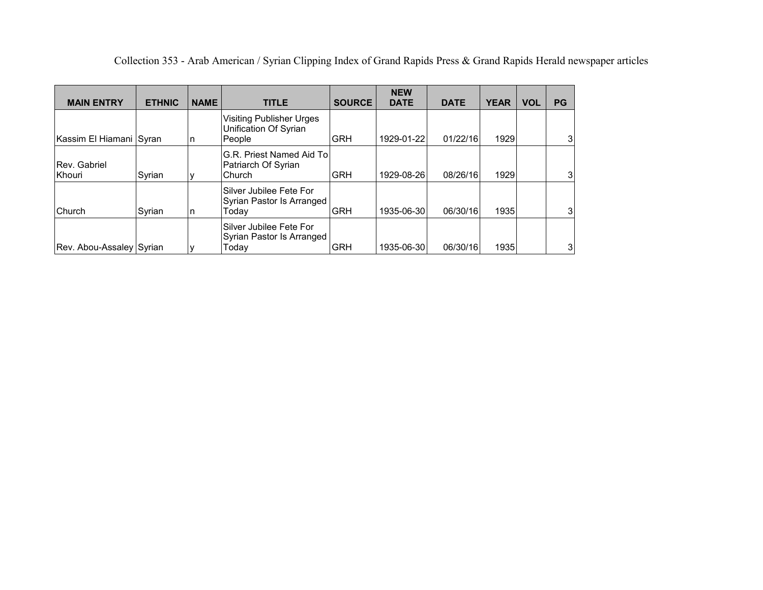Collection 353 - Arab American / Syrian Clipping Index of Grand Rapids Press & Grand Rapids Herald newspaper articles

| MAIN ENTRY | ETHNIC | NAME | TITLE | SOURCE | NEW DATE | DATE | YEAR | VOL | PG |
|---|---|---|---|---|---|---|---|---|---|
| Kassim El Hiamani | Syran | n | Visiting Publisher Urges Unification Of Syrian People | GRH | 1929-01-22 | 01/22/16 | 1929 | | 3 |
| Rev. Gabriel Khouri | Syrian | y | G.R. Priest Named Aid To Patriarch Of Syrian Church | GRH | 1929-08-26 | 08/26/16 | 1929 | | 3 |
| Church | Syrian | n | Silver Jubilee Fete For Syrian Pastor Is Arranged Today | GRH | 1935-06-30 | 06/30/16 | 1935 | | 3 |
| Rev. Abou-Assaley | Syrian | y | Silver Jubilee Fete For Syrian Pastor Is Arranged Today | GRH | 1935-06-30 | 06/30/16 | 1935 | | 3 |